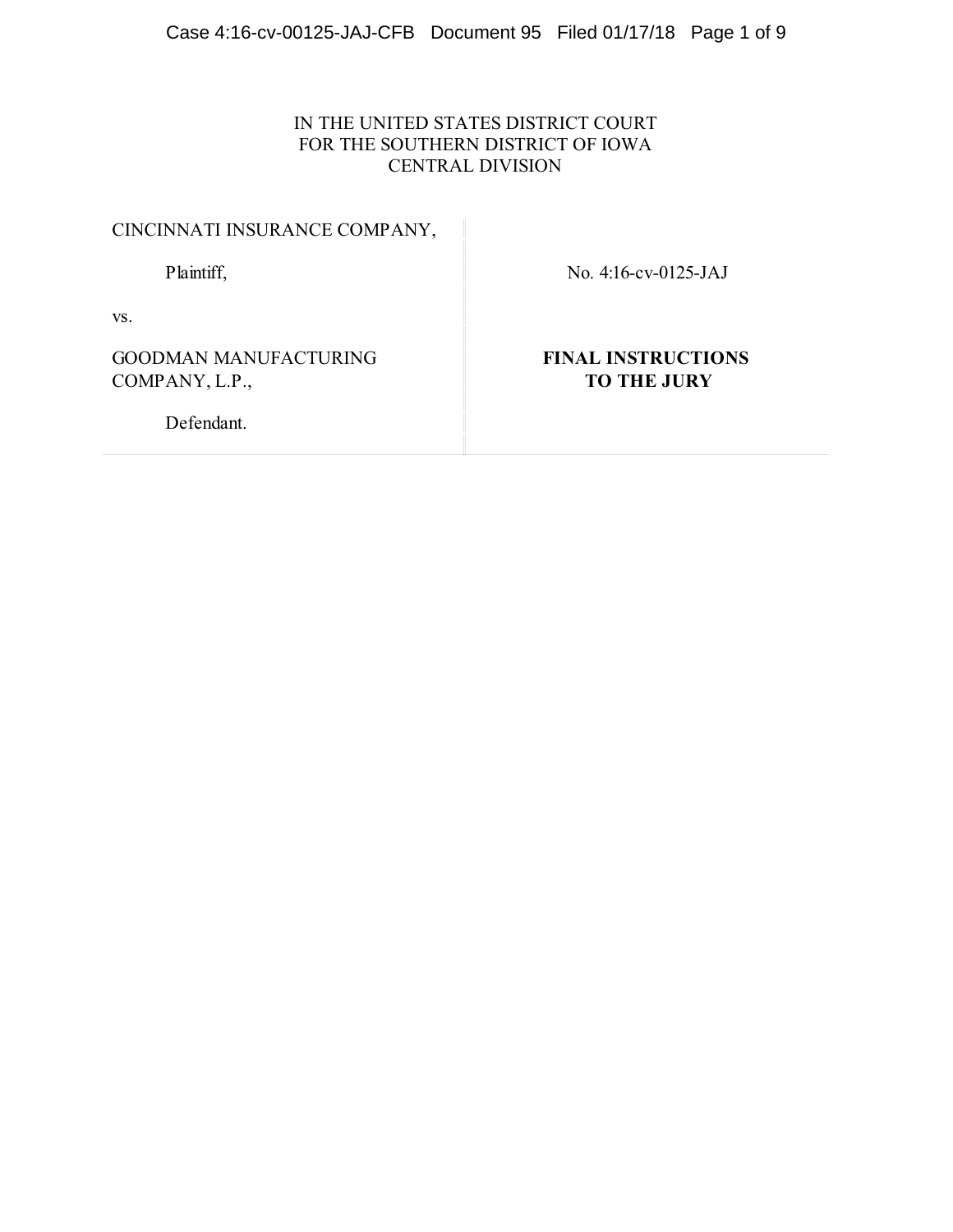IN THE UNITED STATES DISTRICT COURT
FOR THE SOUTHERN DISTRICT OF IOWA
CENTRAL DIVISION

| | |
|---|---|
| CINCINNATI INSURANCE COMPANY, | |
| Plaintiff, | No. 4:16-cv-0125-JAJ |
| vs. | |
| GOODMAN MANUFACTURING COMPANY, L.P., | **FINAL INSTRUCTIONS TO THE JURY** |
| Defendant. | |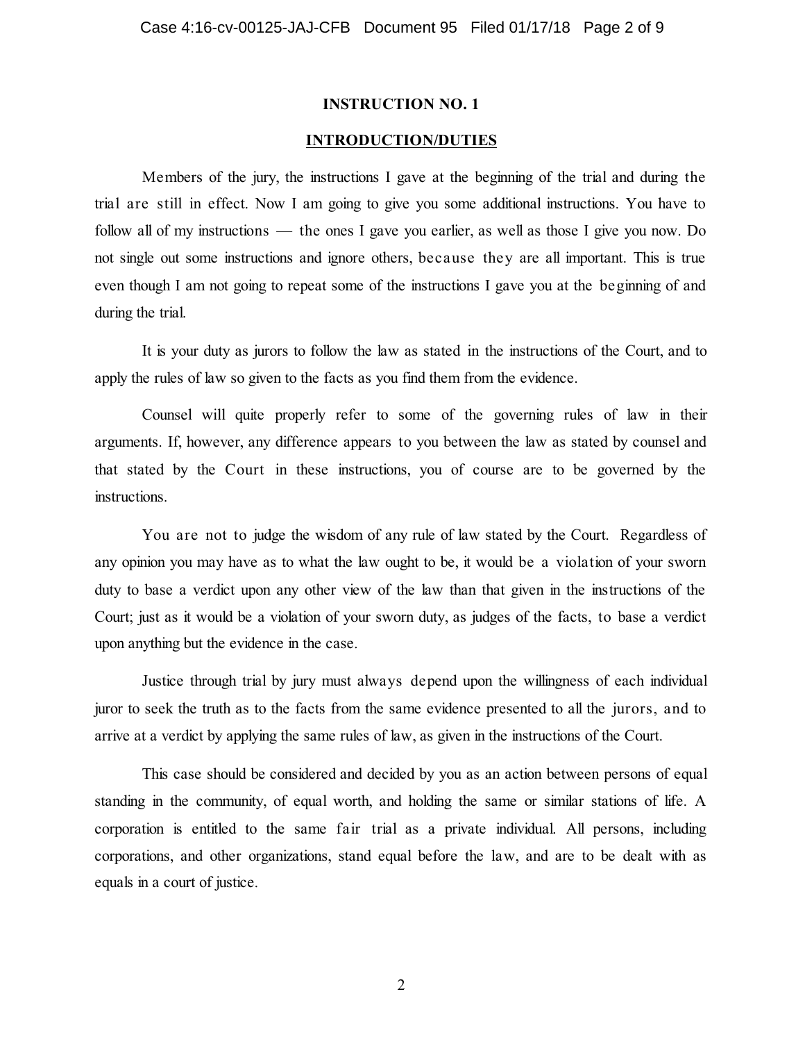## INSTRUCTION NO. 1

## INTRODUCTION/DUTIES

Members of the jury, the instructions I gave at the beginning of the trial and during the trial are still in effect. Now I am going to give you some additional instructions. You have to follow all of my instructions — the ones I gave you earlier, as well as those I give you now. Do not single out some instructions and ignore others, because they are all important. This is true even though I am not going to repeat some of the instructions I gave you at the beginning of and during the trial.

It is your duty as jurors to follow the law as stated in the instructions of the Court, and to apply the rules of law so given to the facts as you find them from the evidence.

Counsel will quite properly refer to some of the governing rules of law in their arguments. If, however, any difference appears to you between the law as stated by counsel and that stated by the Court in these instructions, you of course are to be governed by the instructions.

You are not to judge the wisdom of any rule of law stated by the Court. Regardless of any opinion you may have as to what the law ought to be, it would be a violation of your sworn duty to base a verdict upon any other view of the law than that given in the instructions of the Court; just as it would be a violation of your sworn duty, as judges of the facts, to base a verdict upon anything but the evidence in the case.

Justice through trial by jury must always depend upon the willingness of each individual juror to seek the truth as to the facts from the same evidence presented to all the jurors, and to arrive at a verdict by applying the same rules of law, as given in the instructions of the Court.

This case should be considered and decided by you as an action between persons of equal standing in the community, of equal worth, and holding the same or similar stations of life. A corporation is entitled to the same fair trial as a private individual. All persons, including corporations, and other organizations, stand equal before the law, and are to be dealt with as equals in a court of justice.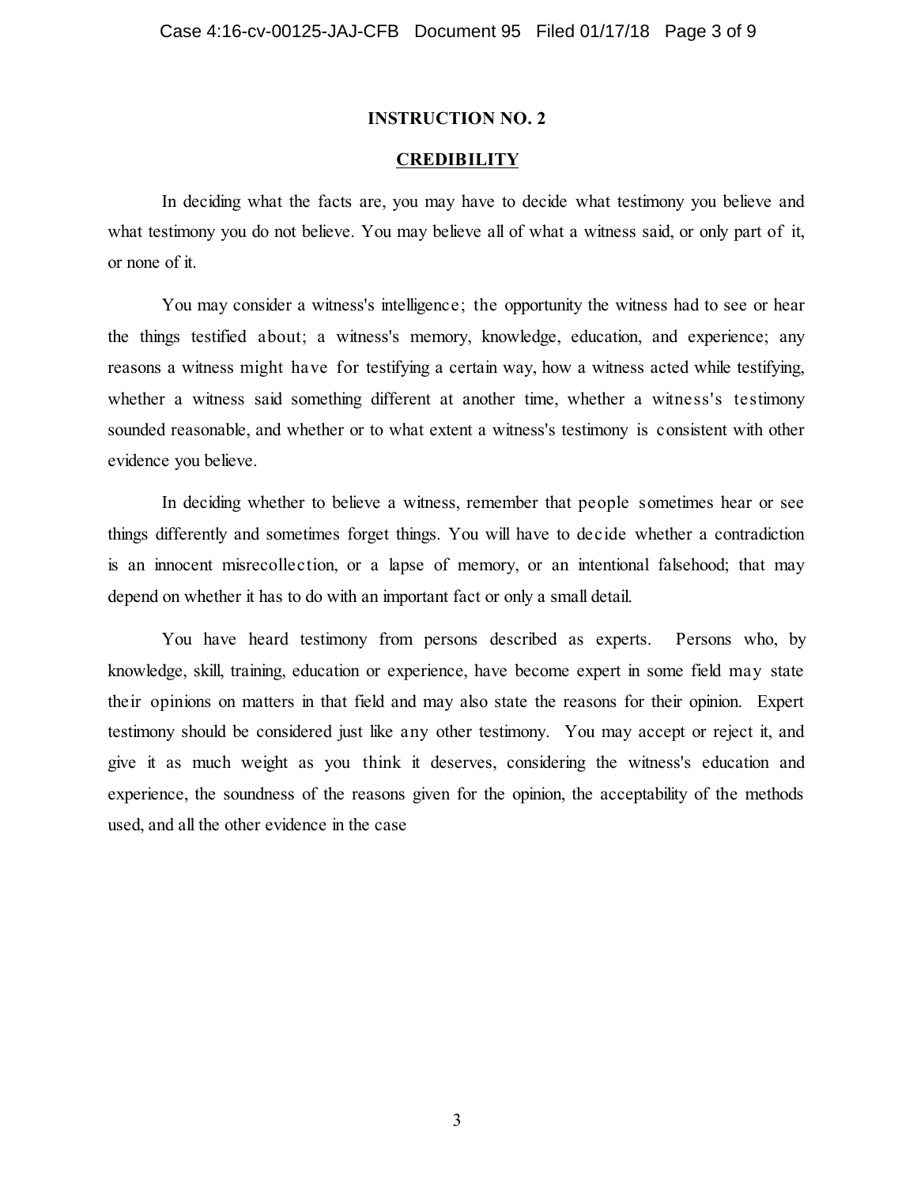## INSTRUCTION NO. 2

## CREDIBILITY

In deciding what the facts are, you may have to decide what testimony you believe and what testimony you do not believe. You may believe all of what a witness said, or only part of it, or none of it.

You may consider a witness's intelligence; the opportunity the witness had to see or hear the things testified about; a witness's memory, knowledge, education, and experience; any reasons a witness might have for testifying a certain way, how a witness acted while testifying, whether a witness said something different at another time, whether a witness's testimony sounded reasonable, and whether or to what extent a witness's testimony is consistent with other evidence you believe.

In deciding whether to believe a witness, remember that people sometimes hear or see things differently and sometimes forget things. You will have to decide whether a contradiction is an innocent misrecollection, or a lapse of memory, or an intentional falsehood; that may depend on whether it has to do with an important fact or only a small detail.

You have heard testimony from persons described as experts. Persons who, by knowledge, skill, training, education or experience, have become expert in some field may state their opinions on matters in that field and may also state the reasons for their opinion. Expert testimony should be considered just like any other testimony. You may accept or reject it, and give it as much weight as you think it deserves, considering the witness's education and experience, the soundness of the reasons given for the opinion, the acceptability of the methods used, and all the other evidence in the case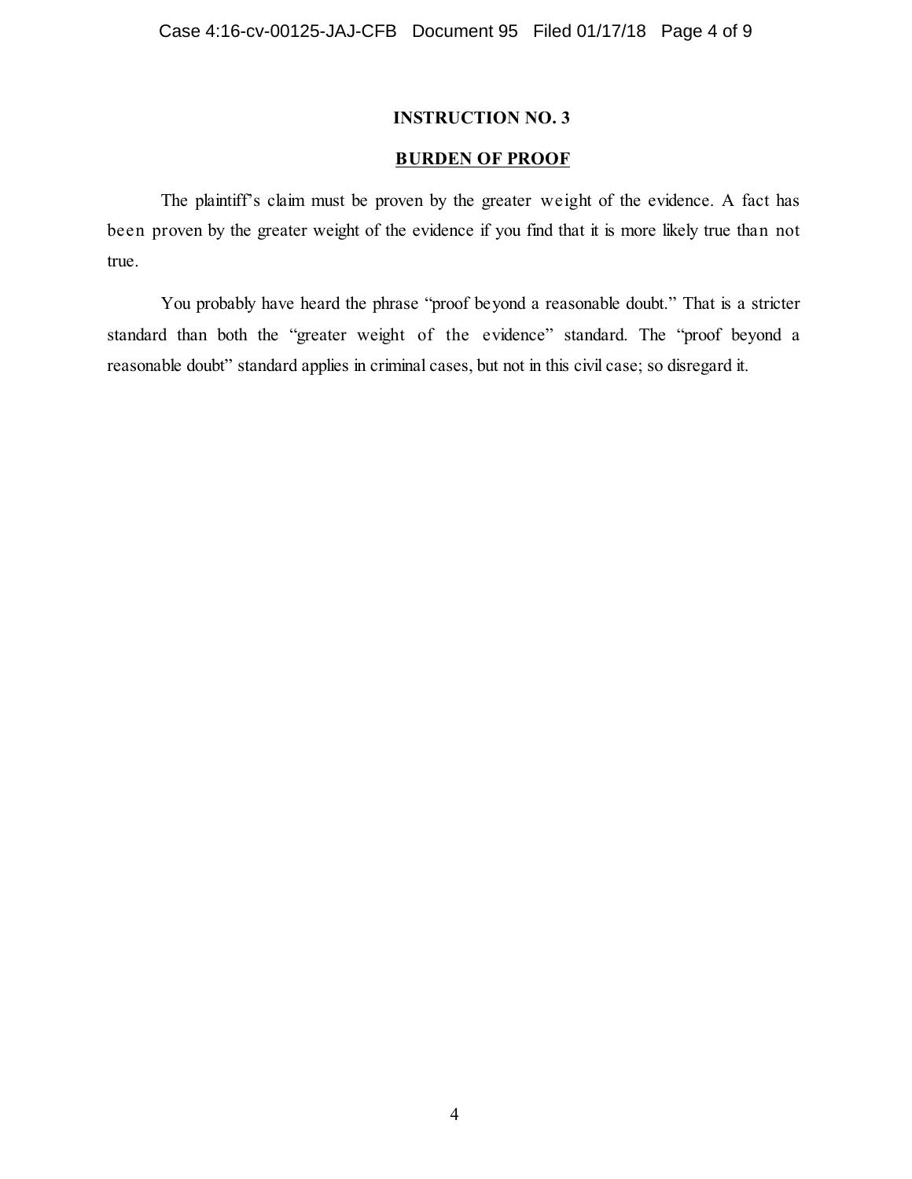**INSTRUCTION NO. 3**

**BURDEN OF PROOF**

The plaintiff's claim must be proven by the greater weight of the evidence. A fact has been proven by the greater weight of the evidence if you find that it is more likely true than not true.

You probably have heard the phrase "proof beyond a reasonable doubt." That is a stricter standard than both the "greater weight of the evidence" standard. The "proof beyond a reasonable doubt" standard applies in criminal cases, but not in this civil case; so disregard it.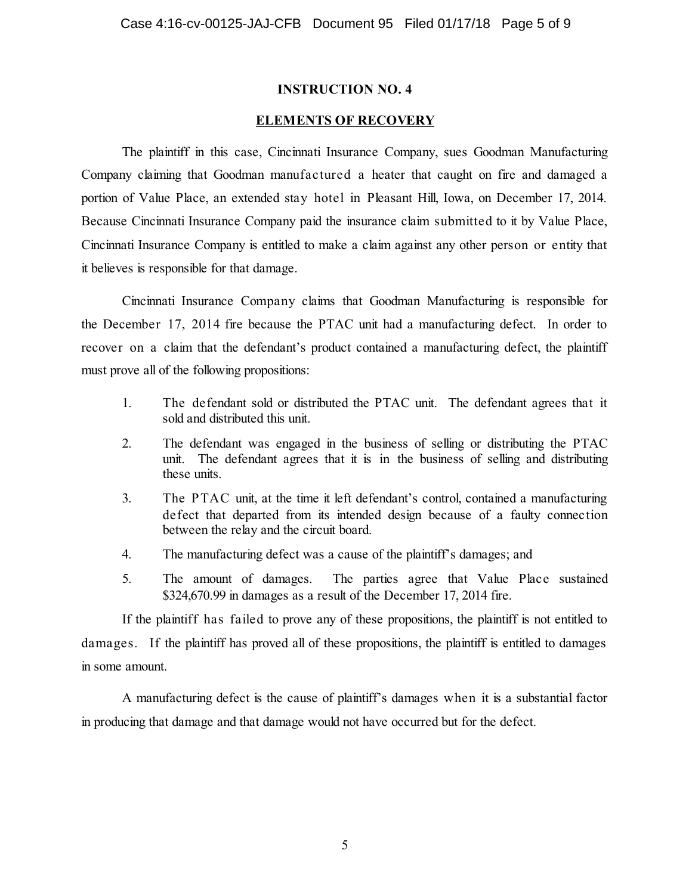## INSTRUCTION NO. 4

### ELEMENTS OF RECOVERY

The plaintiff in this case, Cincinnati Insurance Company, sues Goodman Manufacturing Company claiming that Goodman manufactured a heater that caught on fire and damaged a portion of Value Place, an extended stay hotel in Pleasant Hill, Iowa, on December 17, 2014. Because Cincinnati Insurance Company paid the insurance claim submitted to it by Value Place, Cincinnati Insurance Company is entitled to make a claim against any other person or entity that it believes is responsible for that damage.

Cincinnati Insurance Company claims that Goodman Manufacturing is responsible for the December 17, 2014 fire because the PTAC unit had a manufacturing defect. In order to recover on a claim that the defendant's product contained a manufacturing defect, the plaintiff must prove all of the following propositions:

1. The defendant sold or distributed the PTAC unit. The defendant agrees that it sold and distributed this unit.
2. The defendant was engaged in the business of selling or distributing the PTAC unit. The defendant agrees that it is in the business of selling and distributing these units.
3. The PTAC unit, at the time it left defendant's control, contained a manufacturing defect that departed from its intended design because of a faulty connection between the relay and the circuit board.
4. The manufacturing defect was a cause of the plaintiff's damages; and
5. The amount of damages. The parties agree that Value Place sustained $324,670.99 in damages as a result of the December 17, 2014 fire.

If the plaintiff has failed to prove any of these propositions, the plaintiff is not entitled to damages. If the plaintiff has proved all of these propositions, the plaintiff is entitled to damages in some amount.

A manufacturing defect is the cause of plaintiff's damages when it is a substantial factor in producing that damage and that damage would not have occurred but for the defect.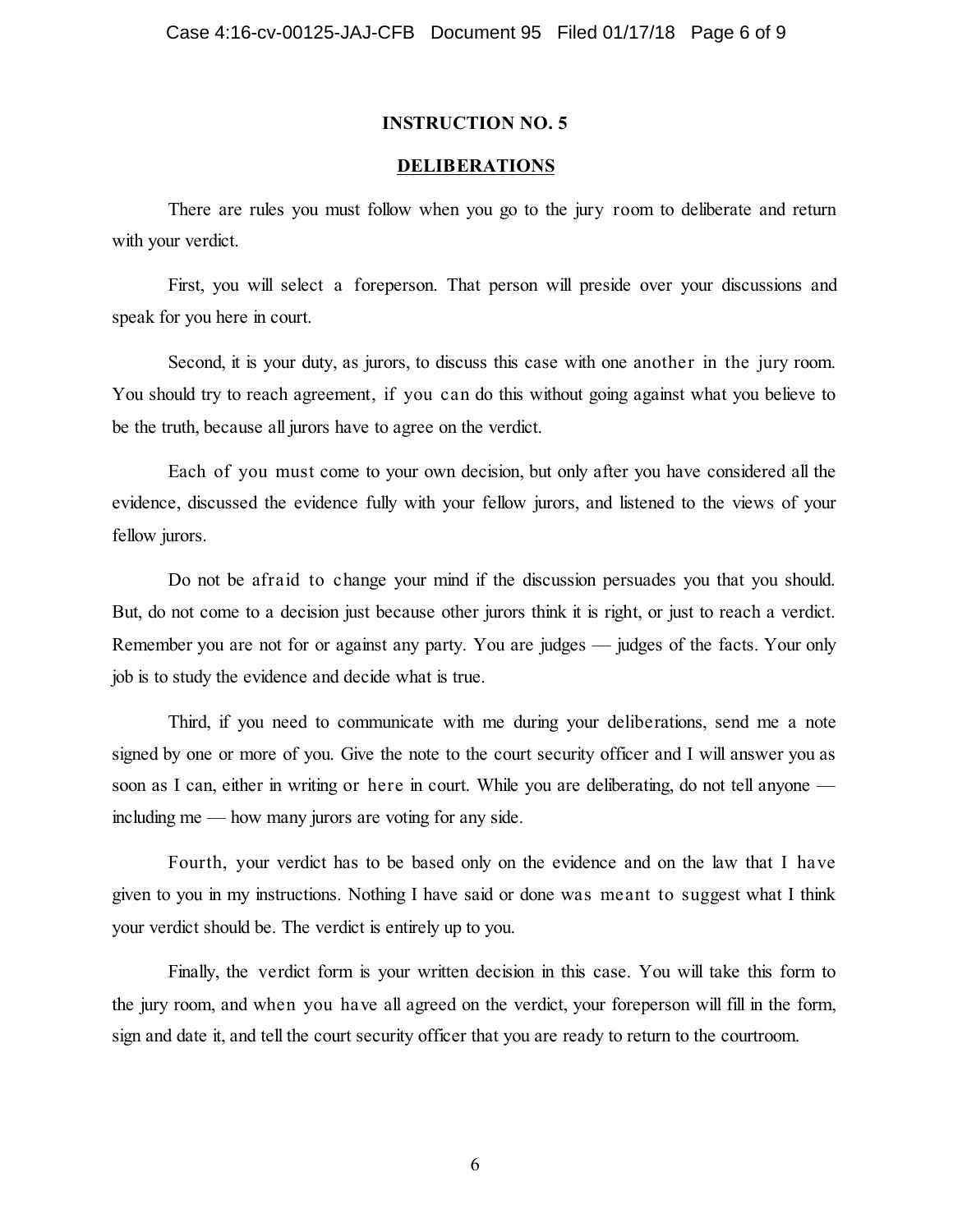## INSTRUCTION NO. 5

## DELIBERATIONS

There are rules you must follow when you go to the jury room to deliberate and return with your verdict.

First, you will select a foreperson. That person will preside over your discussions and speak for you here in court.

Second, it is your duty, as jurors, to discuss this case with one another in the jury room. You should try to reach agreement, if you can do this without going against what you believe to be the truth, because all jurors have to agree on the verdict.

Each of you must come to your own decision, but only after you have considered all the evidence, discussed the evidence fully with your fellow jurors, and listened to the views of your fellow jurors.

Do not be afraid to change your mind if the discussion persuades you that you should. But, do not come to a decision just because other jurors think it is right, or just to reach a verdict. Remember you are not for or against any party. You are judges — judges of the facts. Your only job is to study the evidence and decide what is true.

Third, if you need to communicate with me during your deliberations, send me a note signed by one or more of you. Give the note to the court security officer and I will answer you as soon as I can, either in writing or here in court. While you are deliberating, do not tell anyone — including me — how many jurors are voting for any side.

Fourth, your verdict has to be based only on the evidence and on the law that I have given to you in my instructions. Nothing I have said or done was meant to suggest what I think your verdict should be. The verdict is entirely up to you.

Finally, the verdict form is your written decision in this case. You will take this form to the jury room, and when you have all agreed on the verdict, your foreperson will fill in the form, sign and date it, and tell the court security officer that you are ready to return to the courtroom.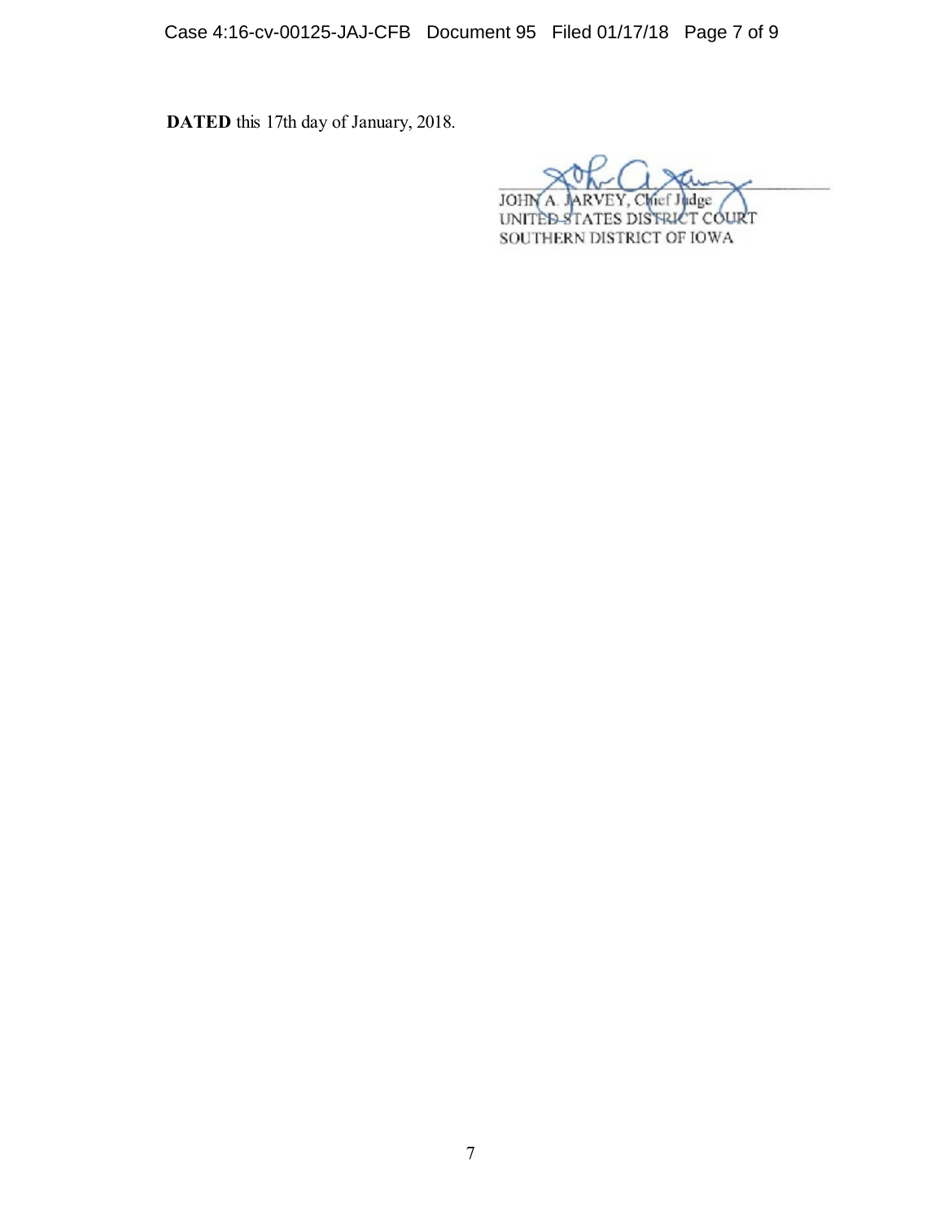**DATED** this 17th day of January, 2018.

JOHN A. JARVEY, Chief Judge
UNITED STATES DISTRICT COURT
SOUTHERN DISTRICT OF IOWA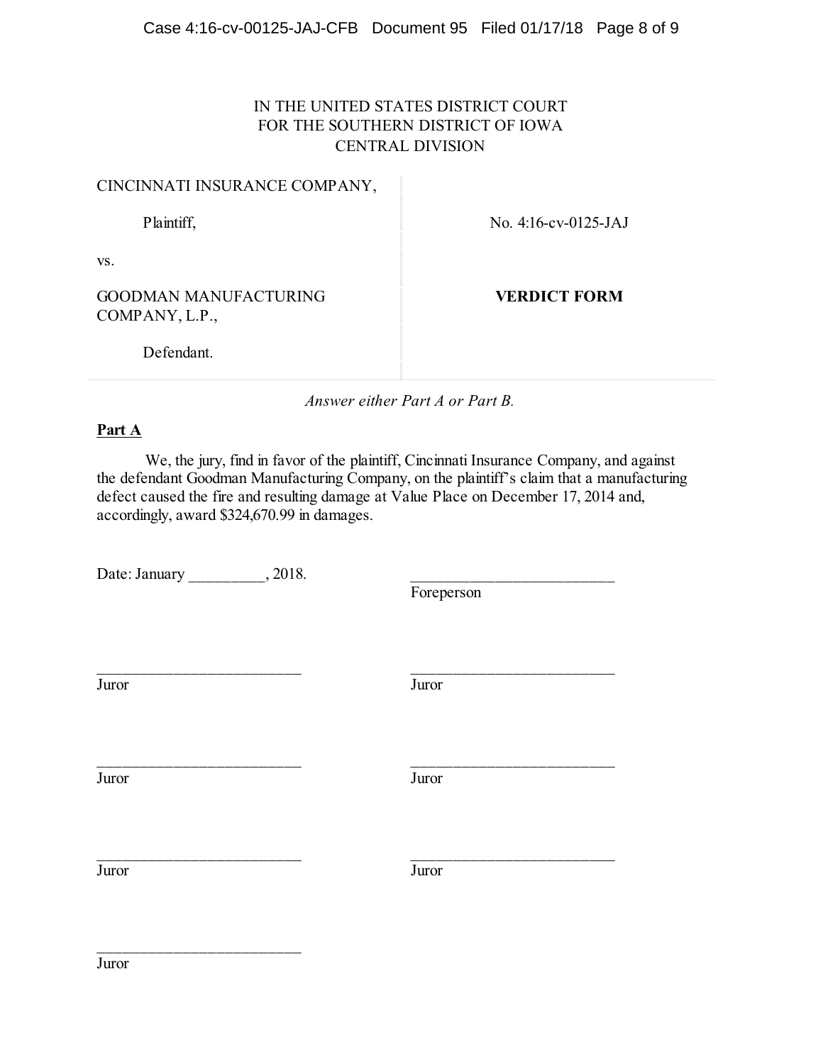IN THE UNITED STATES DISTRICT COURT
FOR THE SOUTHERN DISTRICT OF IOWA
CENTRAL DIVISION

| | |
|---|---|
| CINCINNATI INSURANCE COMPANY,<br><br>Plaintiff,<br><br>vs.<br><br>GOODMAN MANUFACTURING COMPANY, L.P.,<br><br>Defendant. | No. 4:16-cv-0125-JAJ<br><br>**VERDICT FORM** |

*Answer either Part A or Part B.*

**Part A**

We, the jury, find in favor of the plaintiff, Cincinnati Insurance Company, and against the defendant Goodman Manufacturing Company, on the plaintiff's claim that a manufacturing defect caused the fire and resulting damage at Value Place on December 17, 2014 and, accordingly, award $324,670.99 in damages.

Date: January __________, 2018.

__________________________
Foreperson

__________________________
Juror

__________________________
Juror

__________________________
Juror

__________________________
Juror

__________________________
Juror

__________________________
Juror

__________________________
Juror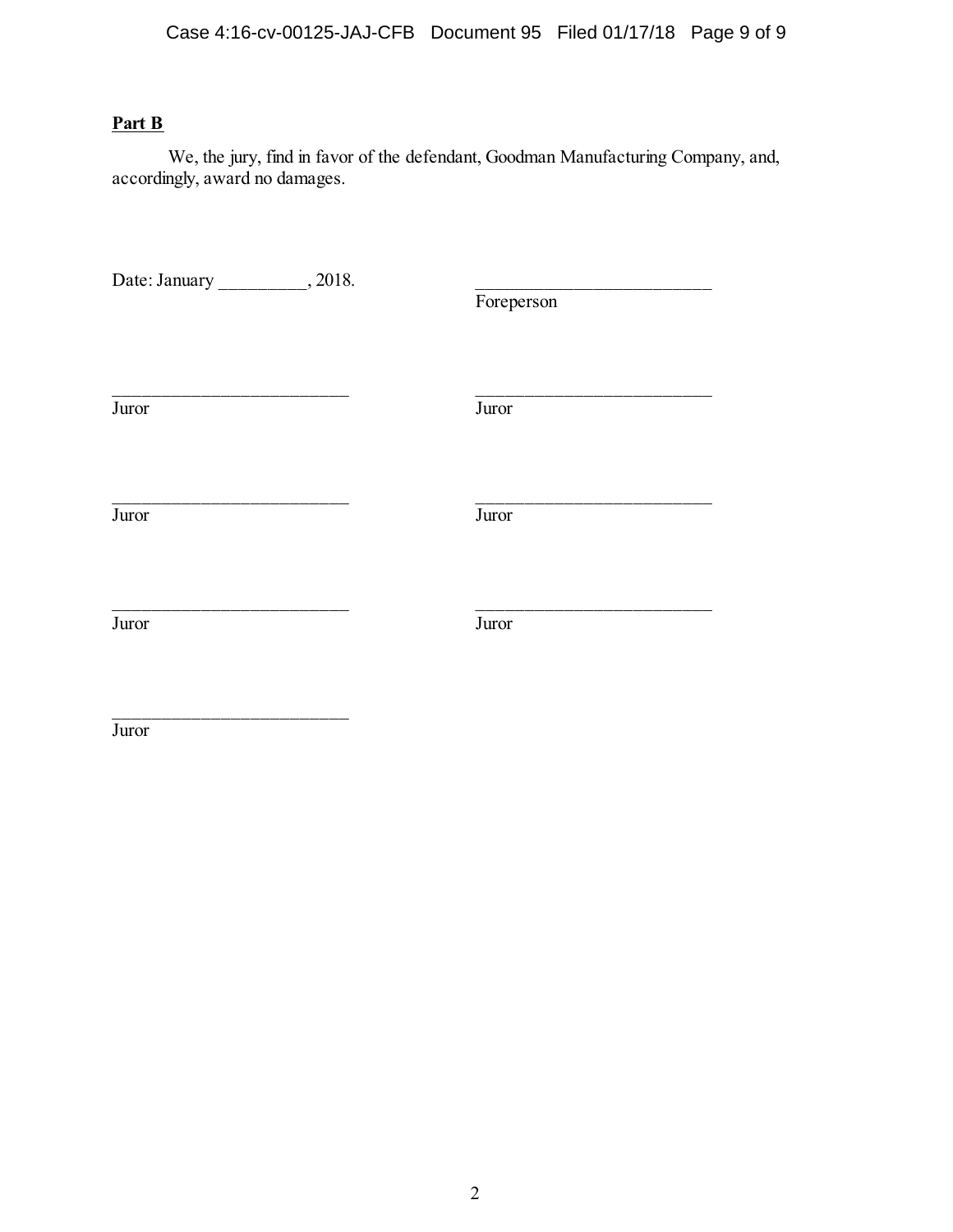**Part B**

We, the jury, find in favor of the defendant, Goodman Manufacturing Company, and, accordingly, award no damages.

Date: January __________, 2018.

___________________________
Foreperson

___________________________
Juror

___________________________
Juror

___________________________
Juror

___________________________
Juror

___________________________
Juror

___________________________
Juror

___________________________
Juror